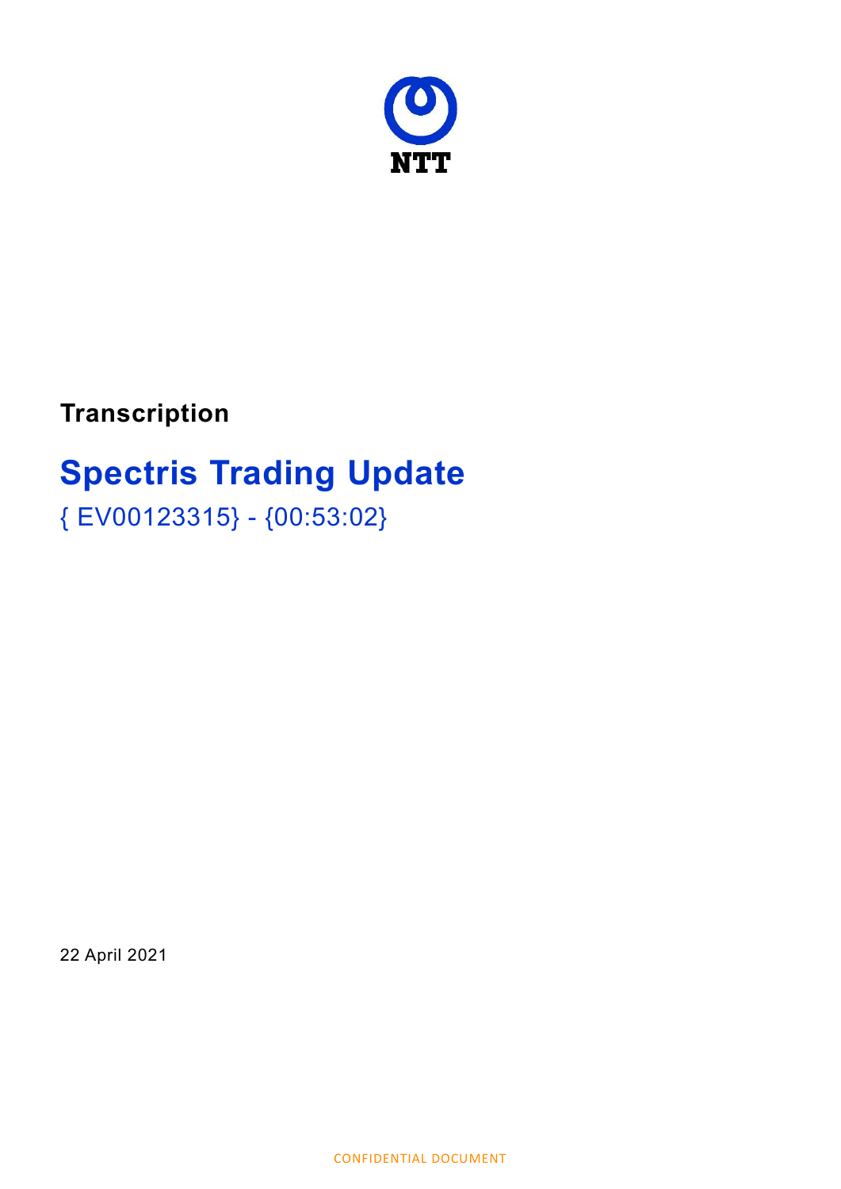NTT

**Transcription**

# Spectris Trading Update

{ EV00123315} - {00:53:02}

22 April 2021

CONFIDENTIAL DOCUMENT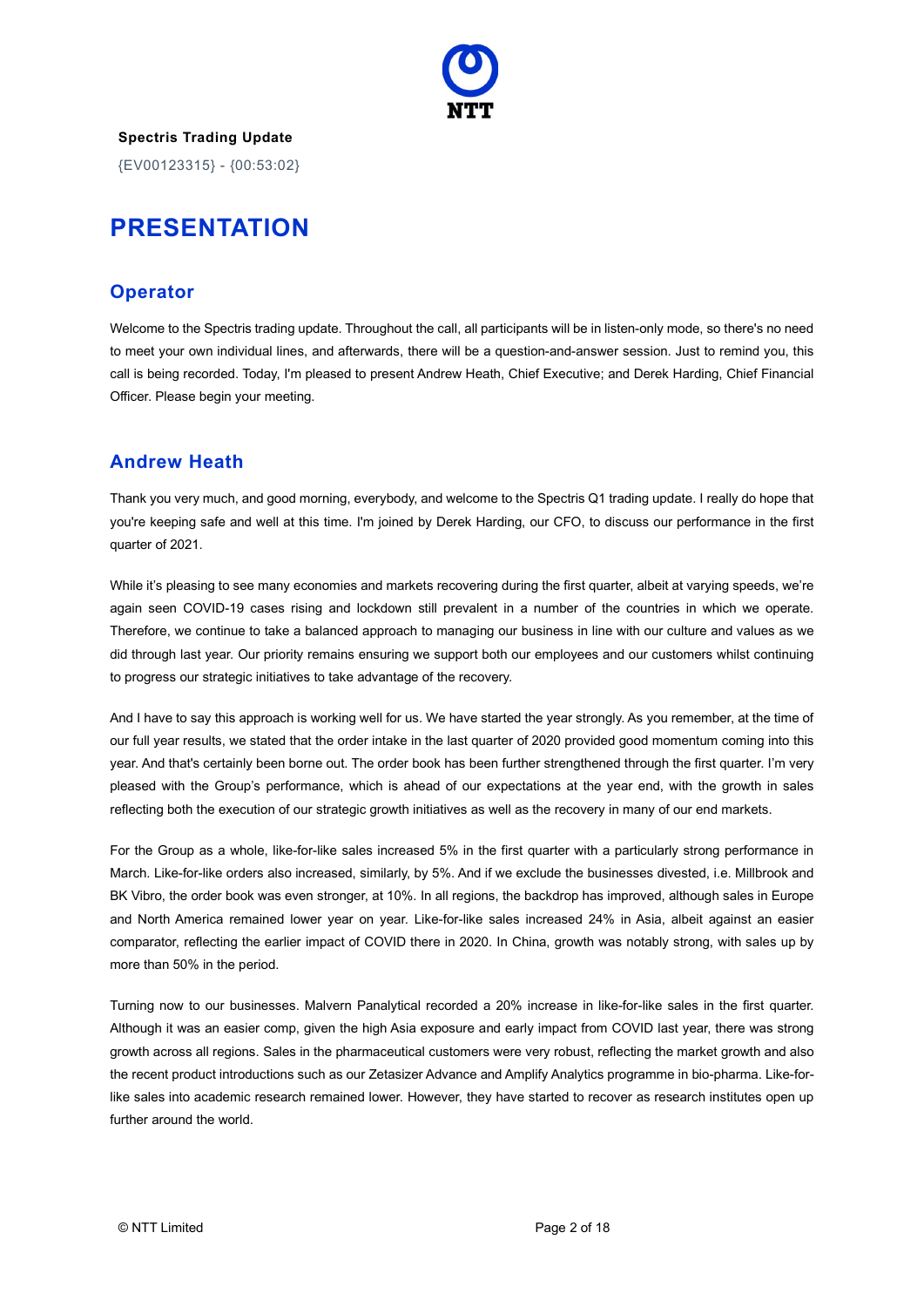**Spectris Trading Update**

{EV00123315} - {00:53:02}

# PRESENTATION

## Operator

Welcome to the Spectris trading update. Throughout the call, all participants will be in listen-only mode, so there's no need to meet your own individual lines, and afterwards, there will be a question-and-answer session. Just to remind you, this call is being recorded. Today, I'm pleased to present Andrew Heath, Chief Executive; and Derek Harding, Chief Financial Officer. Please begin your meeting.

## Andrew Heath

Thank you very much, and good morning, everybody, and welcome to the Spectris Q1 trading update. I really do hope that you're keeping safe and well at this time. I'm joined by Derek Harding, our CFO, to discuss our performance in the first quarter of 2021.

While it's pleasing to see many economies and markets recovering during the first quarter, albeit at varying speeds, we're again seen COVID-19 cases rising and lockdown still prevalent in a number of the countries in which we operate. Therefore, we continue to take a balanced approach to managing our business in line with our culture and values as we did through last year. Our priority remains ensuring we support both our employees and our customers whilst continuing to progress our strategic initiatives to take advantage of the recovery.

And I have to say this approach is working well for us. We have started the year strongly. As you remember, at the time of our full year results, we stated that the order intake in the last quarter of 2020 provided good momentum coming into this year. And that's certainly been borne out. The order book has been further strengthened through the first quarter. I'm very pleased with the Group's performance, which is ahead of our expectations at the year end, with the growth in sales reflecting both the execution of our strategic growth initiatives as well as the recovery in many of our end markets.

For the Group as a whole, like-for-like sales increased 5% in the first quarter with a particularly strong performance in March. Like-for-like orders also increased, similarly, by 5%. And if we exclude the businesses divested, i.e. Millbrook and BK Vibro, the order book was even stronger, at 10%. In all regions, the backdrop has improved, although sales in Europe and North America remained lower year on year. Like-for-like sales increased 24% in Asia, albeit against an easier comparator, reflecting the earlier impact of COVID there in 2020. In China, growth was notably strong, with sales up by more than 50% in the period.

Turning now to our businesses. Malvern Panalytical recorded a 20% increase in like-for-like sales in the first quarter. Although it was an easier comp, given the high Asia exposure and early impact from COVID last year, there was strong growth across all regions. Sales in the pharmaceutical customers were very robust, reflecting the market growth and also the recent product introductions such as our Zetasizer Advance and Amplify Analytics programme in bio-pharma. Like-for-like sales into academic research remained lower. However, they have started to recover as research institutes open up further around the world.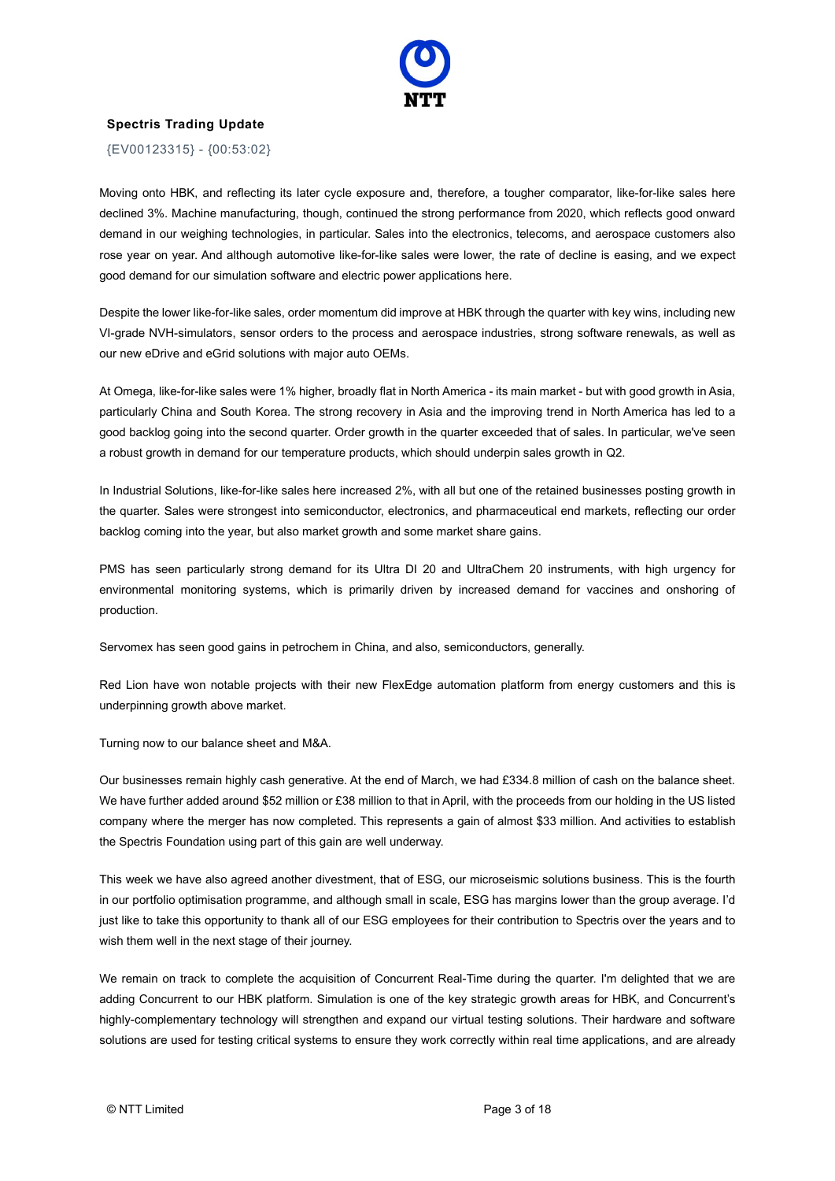**Spectris Trading Update**

{EV00123315} - {00:53:02}

Moving onto HBK, and reflecting its later cycle exposure and, therefore, a tougher comparator, like-for-like sales here declined 3%. Machine manufacturing, though, continued the strong performance from 2020, which reflects good onward demand in our weighing technologies, in particular. Sales into the electronics, telecoms, and aerospace customers also rose year on year. And although automotive like-for-like sales were lower, the rate of decline is easing, and we expect good demand for our simulation software and electric power applications here.

Despite the lower like-for-like sales, order momentum did improve at HBK through the quarter with key wins, including new VI-grade NVH-simulators, sensor orders to the process and aerospace industries, strong software renewals, as well as our new eDrive and eGrid solutions with major auto OEMs.

At Omega, like-for-like sales were 1% higher, broadly flat in North America - its main market - but with good growth in Asia, particularly China and South Korea. The strong recovery in Asia and the improving trend in North America has led to a good backlog going into the second quarter. Order growth in the quarter exceeded that of sales. In particular, we've seen a robust growth in demand for our temperature products, which should underpin sales growth in Q2.

In Industrial Solutions, like-for-like sales here increased 2%, with all but one of the retained businesses posting growth in the quarter. Sales were strongest into semiconductor, electronics, and pharmaceutical end markets, reflecting our order backlog coming into the year, but also market growth and some market share gains.

PMS has seen particularly strong demand for its Ultra DI 20 and UltraChem 20 instruments, with high urgency for environmental monitoring systems, which is primarily driven by increased demand for vaccines and onshoring of production.

Servomex has seen good gains in petrochem in China, and also, semiconductors, generally.

Red Lion have won notable projects with their new FlexEdge automation platform from energy customers and this is underpinning growth above market.

Turning now to our balance sheet and M&A.

Our businesses remain highly cash generative. At the end of March, we had £334.8 million of cash on the balance sheet. We have further added around $52 million or £38 million to that in April, with the proceeds from our holding in the US listed company where the merger has now completed. This represents a gain of almost $33 million. And activities to establish the Spectris Foundation using part of this gain are well underway.

This week we have also agreed another divestment, that of ESG, our microseismic solutions business. This is the fourth in our portfolio optimisation programme, and although small in scale, ESG has margins lower than the group average. I'd just like to take this opportunity to thank all of our ESG employees for their contribution to Spectris over the years and to wish them well in the next stage of their journey.

We remain on track to complete the acquisition of Concurrent Real-Time during the quarter. I'm delighted that we are adding Concurrent to our HBK platform. Simulation is one of the key strategic growth areas for HBK, and Concurrent's highly-complementary technology will strengthen and expand our virtual testing solutions. Their hardware and software solutions are used for testing critical systems to ensure they work correctly within real time applications, and are already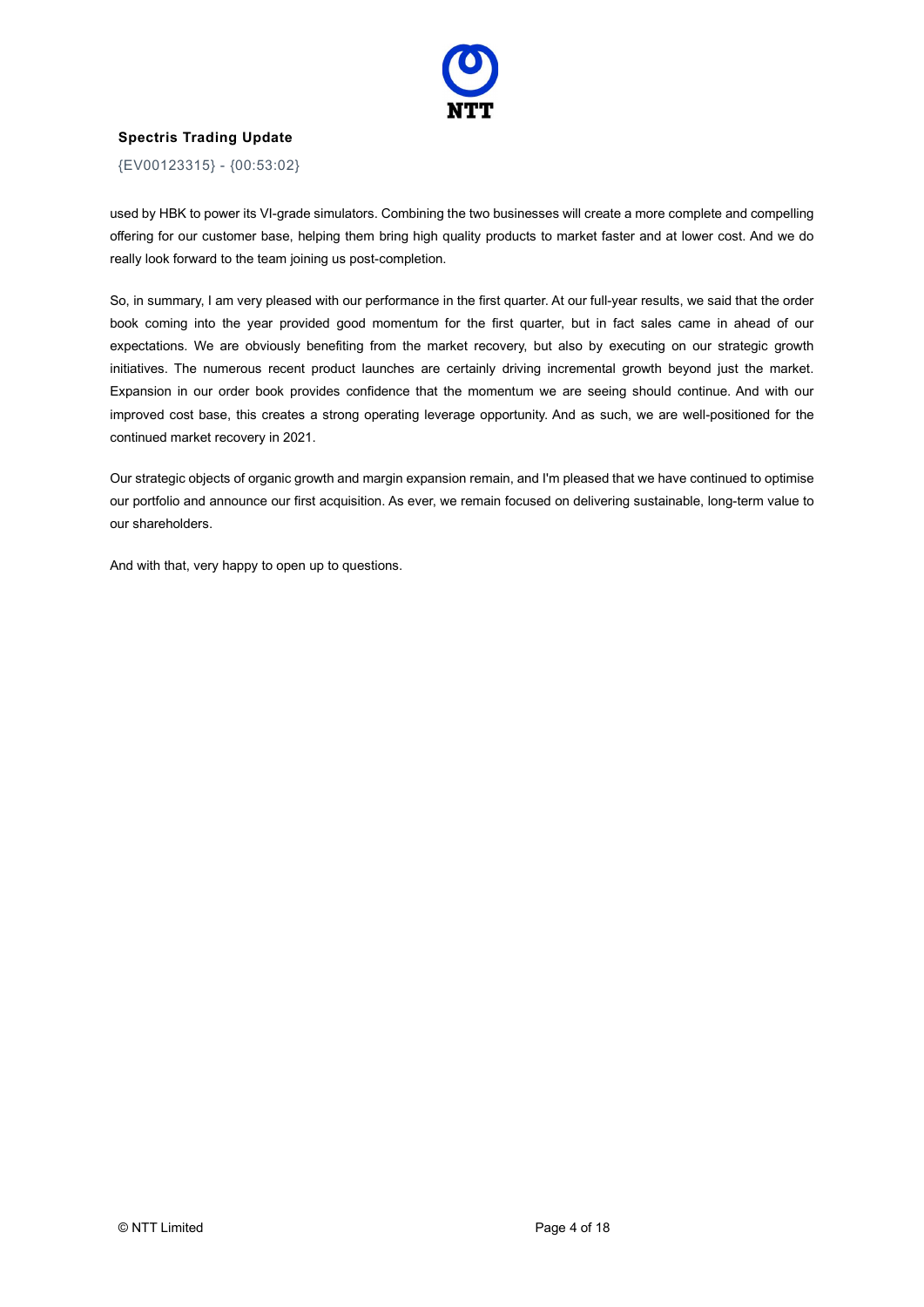used by HBK to power its VI-grade simulators. Combining the two businesses will create a more complete and compelling offering for our customer base, helping them bring high quality products to market faster and at lower cost. And we do really look forward to the team joining us post-completion.

So, in summary, I am very pleased with our performance in the first quarter. At our full-year results, we said that the order book coming into the year provided good momentum for the first quarter, but in fact sales came in ahead of our expectations. We are obviously benefiting from the market recovery, but also by executing on our strategic growth initiatives. The numerous recent product launches are certainly driving incremental growth beyond just the market. Expansion in our order book provides confidence that the momentum we are seeing should continue. And with our improved cost base, this creates a strong operating leverage opportunity. And as such, we are well-positioned for the continued market recovery in 2021.

Our strategic objects of organic growth and margin expansion remain, and I'm pleased that we have continued to optimise our portfolio and announce our first acquisition. As ever, we remain focused on delivering sustainable, long-term value to our shareholders.

And with that, very happy to open up to questions.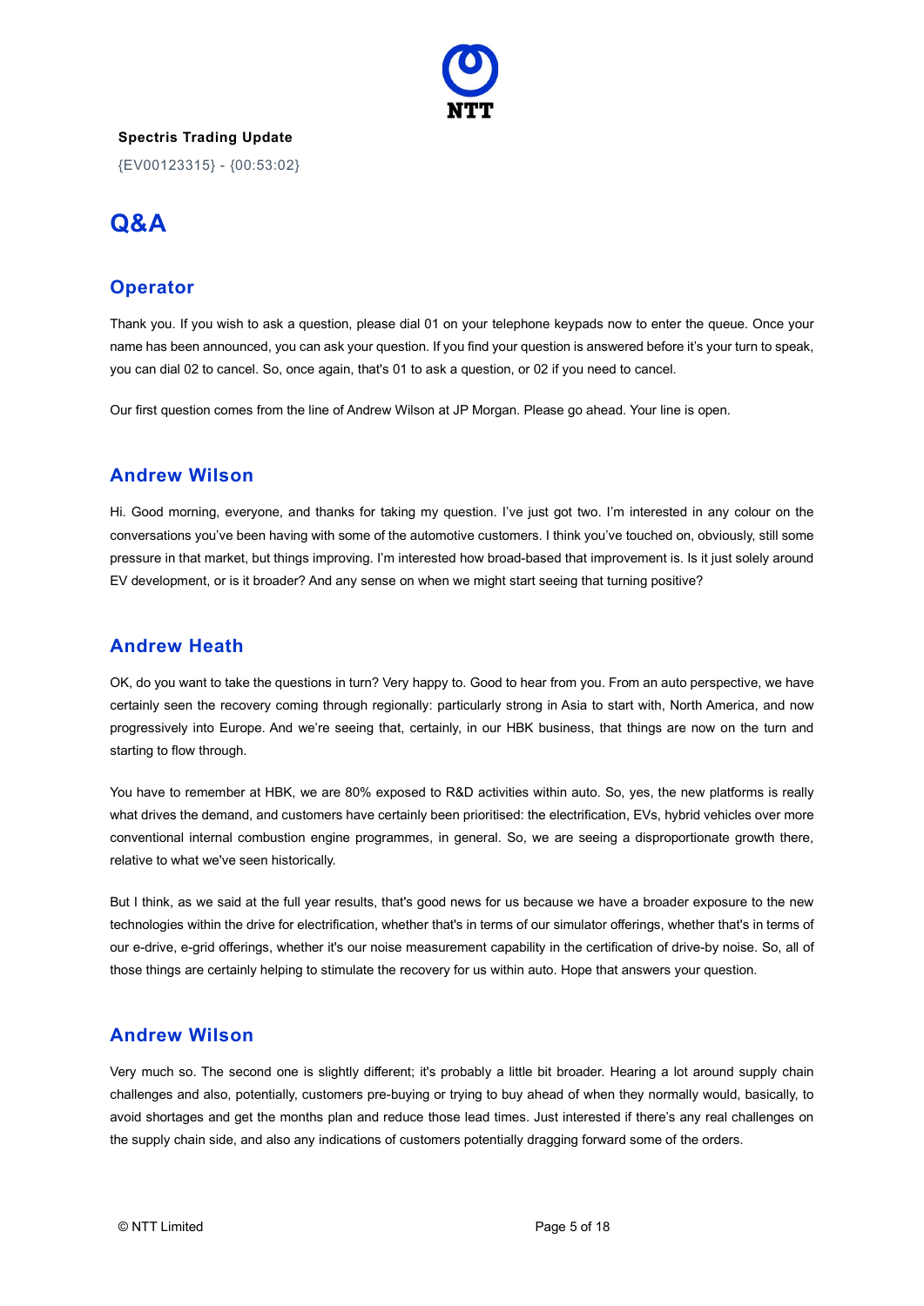## Q&A

### Operator

Thank you. If you wish to ask a question, please dial 01 on your telephone keypads now to enter the queue. Once your name has been announced, you can ask your question. If you find your question is answered before it's your turn to speak, you can dial 02 to cancel. So, once again, that's 01 to ask a question, or 02 if you need to cancel.

Our first question comes from the line of Andrew Wilson at JP Morgan. Please go ahead. Your line is open.

### Andrew Wilson

Hi. Good morning, everyone, and thanks for taking my question. I've just got two. I'm interested in any colour on the conversations you've been having with some of the automotive customers. I think you've touched on, obviously, still some pressure in that market, but things improving. I'm interested how broad-based that improvement is. Is it just solely around EV development, or is it broader? And any sense on when we might start seeing that turning positive?

### Andrew Heath

OK, do you want to take the questions in turn? Very happy to. Good to hear from you. From an auto perspective, we have certainly seen the recovery coming through regionally: particularly strong in Asia to start with, North America, and now progressively into Europe. And we're seeing that, certainly, in our HBK business, that things are now on the turn and starting to flow through.

You have to remember at HBK, we are 80% exposed to R&D activities within auto. So, yes, the new platforms is really what drives the demand, and customers have certainly been prioritised: the electrification, EVs, hybrid vehicles over more conventional internal combustion engine programmes, in general. So, we are seeing a disproportionate growth there, relative to what we've seen historically.

But I think, as we said at the full year results, that's good news for us because we have a broader exposure to the new technologies within the drive for electrification, whether that's in terms of our simulator offerings, whether that's in terms of our e-drive, e-grid offerings, whether it's our noise measurement capability in the certification of drive-by noise. So, all of those things are certainly helping to stimulate the recovery for us within auto. Hope that answers your question.

### Andrew Wilson

Very much so. The second one is slightly different; it's probably a little bit broader. Hearing a lot around supply chain challenges and also, potentially, customers pre-buying or trying to buy ahead of when they normally would, basically, to avoid shortages and get the months plan and reduce those lead times. Just interested if there's any real challenges on the supply chain side, and also any indications of customers potentially dragging forward some of the orders.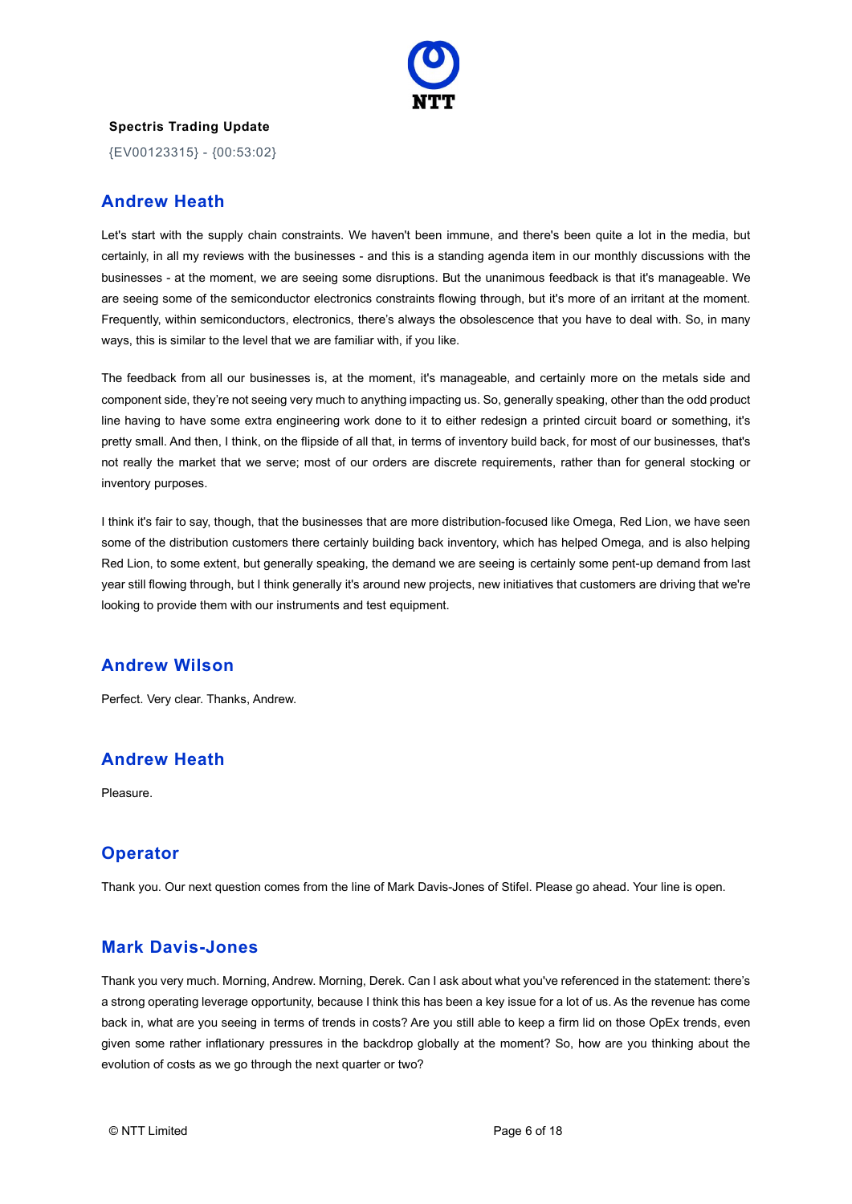## Andrew Heath

Let's start with the supply chain constraints. We haven't been immune, and there's been quite a lot in the media, but certainly, in all my reviews with the businesses - and this is a standing agenda item in our monthly discussions with the businesses - at the moment, we are seeing some disruptions. But the unanimous feedback is that it's manageable. We are seeing some of the semiconductor electronics constraints flowing through, but it's more of an irritant at the moment. Frequently, within semiconductors, electronics, there's always the obsolescence that you have to deal with. So, in many ways, this is similar to the level that we are familiar with, if you like.

The feedback from all our businesses is, at the moment, it's manageable, and certainly more on the metals side and component side, they're not seeing very much to anything impacting us. So, generally speaking, other than the odd product line having to have some extra engineering work done to it to either redesign a printed circuit board or something, it's pretty small. And then, I think, on the flipside of all that, in terms of inventory build back, for most of our businesses, that's not really the market that we serve; most of our orders are discrete requirements, rather than for general stocking or inventory purposes.

I think it's fair to say, though, that the businesses that are more distribution-focused like Omega, Red Lion, we have seen some of the distribution customers there certainly building back inventory, which has helped Omega, and is also helping Red Lion, to some extent, but generally speaking, the demand we are seeing is certainly some pent-up demand from last year still flowing through, but I think generally it's around new projects, new initiatives that customers are driving that we're looking to provide them with our instruments and test equipment.

## Andrew Wilson

Perfect. Very clear. Thanks, Andrew.

## Andrew Heath

Pleasure.

## Operator

Thank you. Our next question comes from the line of Mark Davis-Jones of Stifel. Please go ahead. Your line is open.

## Mark Davis-Jones

Thank you very much. Morning, Andrew. Morning, Derek. Can I ask about what you've referenced in the statement: there's a strong operating leverage opportunity, because I think this has been a key issue for a lot of us. As the revenue has come back in, what are you seeing in terms of trends in costs? Are you still able to keep a firm lid on those OpEx trends, even given some rather inflationary pressures in the backdrop globally at the moment? So, how are you thinking about the evolution of costs as we go through the next quarter or two?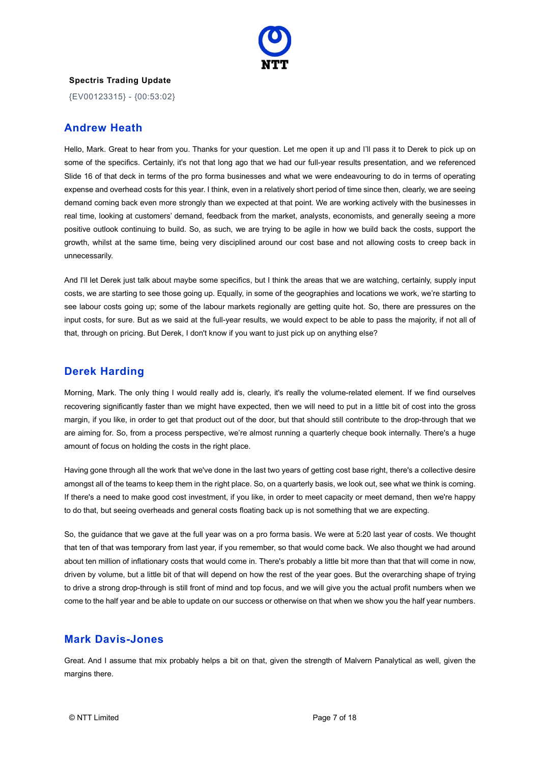## Andrew Heath

Hello, Mark. Great to hear from you. Thanks for your question. Let me open it up and I'll pass it to Derek to pick up on some of the specifics. Certainly, it's not that long ago that we had our full-year results presentation, and we referenced Slide 16 of that deck in terms of the pro forma businesses and what we were endeavouring to do in terms of operating expense and overhead costs for this year. I think, even in a relatively short period of time since then, clearly, we are seeing demand coming back even more strongly than we expected at that point. We are working actively with the businesses in real time, looking at customers' demand, feedback from the market, analysts, economists, and generally seeing a more positive outlook continuing to build. So, as such, we are trying to be agile in how we build back the costs, support the growth, whilst at the same time, being very disciplined around our cost base and not allowing costs to creep back in unnecessarily.

And I'll let Derek just talk about maybe some specifics, but I think the areas that we are watching, certainly, supply input costs, we are starting to see those going up. Equally, in some of the geographies and locations we work, we're starting to see labour costs going up; some of the labour markets regionally are getting quite hot. So, there are pressures on the input costs, for sure. But as we said at the full-year results, we would expect to be able to pass the majority, if not all of that, through on pricing. But Derek, I don't know if you want to just pick up on anything else?

## Derek Harding

Morning, Mark. The only thing I would really add is, clearly, it's really the volume-related element. If we find ourselves recovering significantly faster than we might have expected, then we will need to put in a little bit of cost into the gross margin, if you like, in order to get that product out of the door, but that should still contribute to the drop-through that we are aiming for. So, from a process perspective, we're almost running a quarterly cheque book internally. There's a huge amount of focus on holding the costs in the right place.

Having gone through all the work that we've done in the last two years of getting cost base right, there's a collective desire amongst all of the teams to keep them in the right place. So, on a quarterly basis, we look out, see what we think is coming. If there's a need to make good cost investment, if you like, in order to meet capacity or meet demand, then we're happy to do that, but seeing overheads and general costs floating back up is not something that we are expecting.

So, the guidance that we gave at the full year was on a pro forma basis. We were at 5:20 last year of costs. We thought that ten of that was temporary from last year, if you remember, so that would come back. We also thought we had around about ten million of inflationary costs that would come in. There's probably a little bit more than that that will come in now, driven by volume, but a little bit of that will depend on how the rest of the year goes. But the overarching shape of trying to drive a strong drop-through is still front of mind and top focus, and we will give you the actual profit numbers when we come to the half year and be able to update on our success or otherwise on that when we show you the half year numbers.

## Mark Davis-Jones

Great. And I assume that mix probably helps a bit on that, given the strength of Malvern Panalytical as well, given the margins there.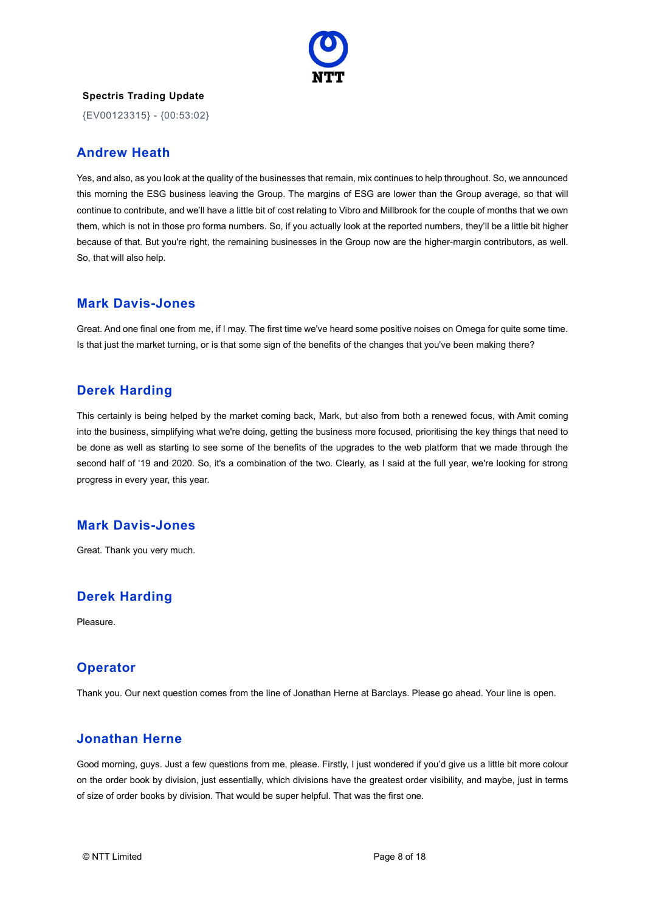**Spectris Trading Update**

{EV00123315} - {00:53:02}

## Andrew Heath

Yes, and also, as you look at the quality of the businesses that remain, mix continues to help throughout. So, we announced this morning the ESG business leaving the Group. The margins of ESG are lower than the Group average, so that will continue to contribute, and we'll have a little bit of cost relating to Vibro and Millbrook for the couple of months that we own them, which is not in those pro forma numbers. So, if you actually look at the reported numbers, they'll be a little bit higher because of that. But you're right, the remaining businesses in the Group now are the higher-margin contributors, as well. So, that will also help.

## Mark Davis-Jones

Great. And one final one from me, if I may. The first time we've heard some positive noises on Omega for quite some time. Is that just the market turning, or is that some sign of the benefits of the changes that you've been making there?

## Derek Harding

This certainly is being helped by the market coming back, Mark, but also from both a renewed focus, with Amit coming into the business, simplifying what we're doing, getting the business more focused, prioritising the key things that need to be done as well as starting to see some of the benefits of the upgrades to the web platform that we made through the second half of '19 and 2020. So, it's a combination of the two. Clearly, as I said at the full year, we're looking for strong progress in every year, this year.

## Mark Davis-Jones

Great. Thank you very much.

## Derek Harding

Pleasure.

## Operator

Thank you. Our next question comes from the line of Jonathan Herne at Barclays. Please go ahead. Your line is open.

## Jonathan Herne

Good morning, guys. Just a few questions from me, please. Firstly, I just wondered if you'd give us a little bit more colour on the order book by division, just essentially, which divisions have the greatest order visibility, and maybe, just in terms of size of order books by division. That would be super helpful. That was the first one.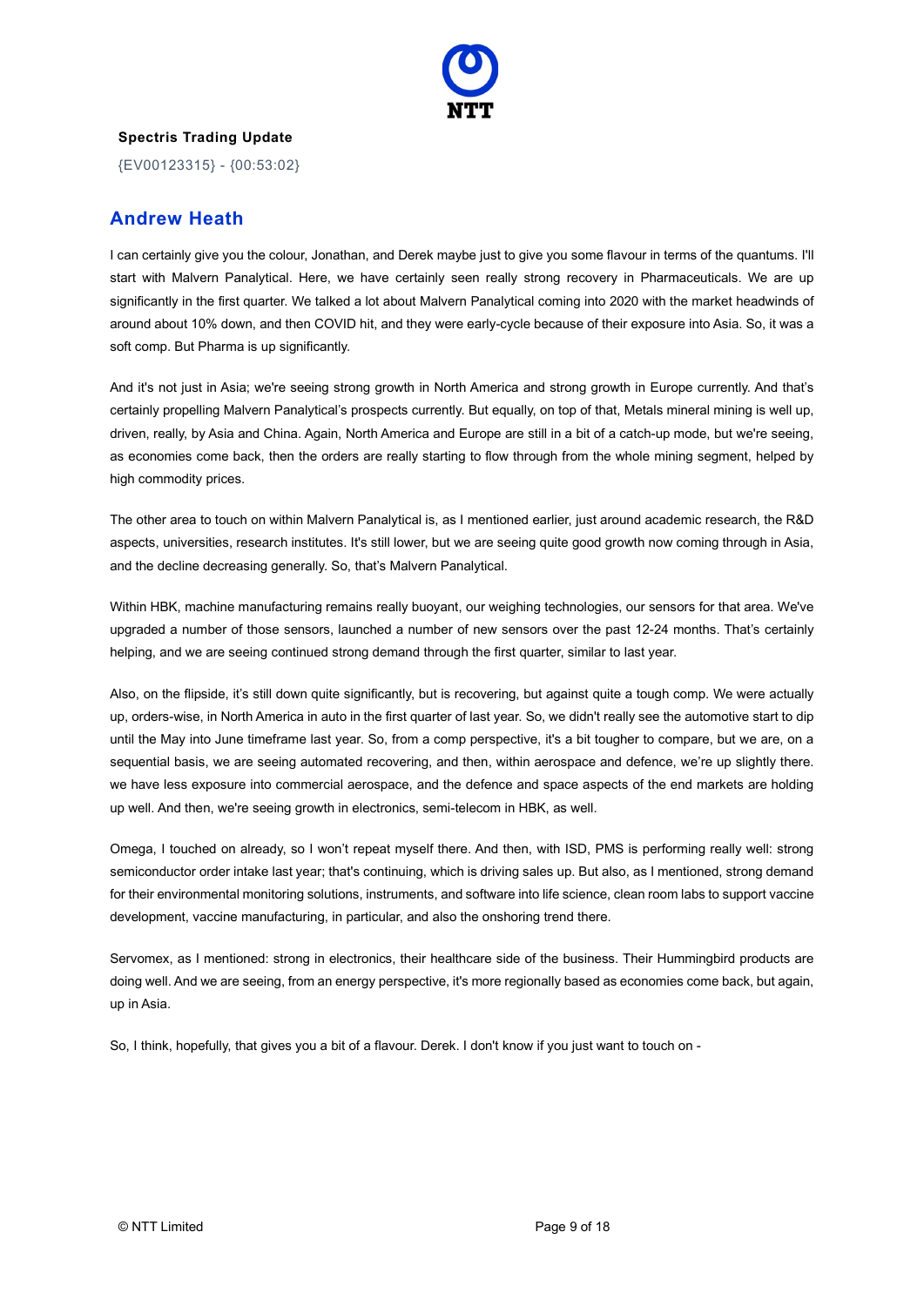**Spectris Trading Update**

{EV00123315} - {00:53:02}

## Andrew Heath

I can certainly give you the colour, Jonathan, and Derek maybe just to give you some flavour in terms of the quantums. I'll start with Malvern Panalytical. Here, we have certainly seen really strong recovery in Pharmaceuticals. We are up significantly in the first quarter. We talked a lot about Malvern Panalytical coming into 2020 with the market headwinds of around about 10% down, and then COVID hit, and they were early-cycle because of their exposure into Asia. So, it was a soft comp. But Pharma is up significantly.

And it's not just in Asia; we're seeing strong growth in North America and strong growth in Europe currently. And that's certainly propelling Malvern Panalytical's prospects currently. But equally, on top of that, Metals mineral mining is well up, driven, really, by Asia and China. Again, North America and Europe are still in a bit of a catch-up mode, but we're seeing, as economies come back, then the orders are really starting to flow through from the whole mining segment, helped by high commodity prices.

The other area to touch on within Malvern Panalytical is, as I mentioned earlier, just around academic research, the R&D aspects, universities, research institutes. It's still lower, but we are seeing quite good growth now coming through in Asia, and the decline decreasing generally. So, that's Malvern Panalytical.

Within HBK, machine manufacturing remains really buoyant, our weighing technologies, our sensors for that area. We've upgraded a number of those sensors, launched a number of new sensors over the past 12-24 months. That's certainly helping, and we are seeing continued strong demand through the first quarter, similar to last year.

Also, on the flipside, it's still down quite significantly, but is recovering, but against quite a tough comp. We were actually up, orders-wise, in North America in auto in the first quarter of last year. So, we didn't really see the automotive start to dip until the May into June timeframe last year. So, from a comp perspective, it's a bit tougher to compare, but we are, on a sequential basis, we are seeing automated recovering, and then, within aerospace and defence, we're up slightly there. we have less exposure into commercial aerospace, and the defence and space aspects of the end markets are holding up well. And then, we're seeing growth in electronics, semi-telecom in HBK, as well.

Omega, I touched on already, so I won't repeat myself there. And then, with ISD, PMS is performing really well: strong semiconductor order intake last year; that's continuing, which is driving sales up. But also, as I mentioned, strong demand for their environmental monitoring solutions, instruments, and software into life science, clean room labs to support vaccine development, vaccine manufacturing, in particular, and also the onshoring trend there.

Servomex, as I mentioned: strong in electronics, their healthcare side of the business. Their Hummingbird products are doing well. And we are seeing, from an energy perspective, it's more regionally based as economies come back, but again, up in Asia.

So, I think, hopefully, that gives you a bit of a flavour. Derek. I don't know if you just want to touch on -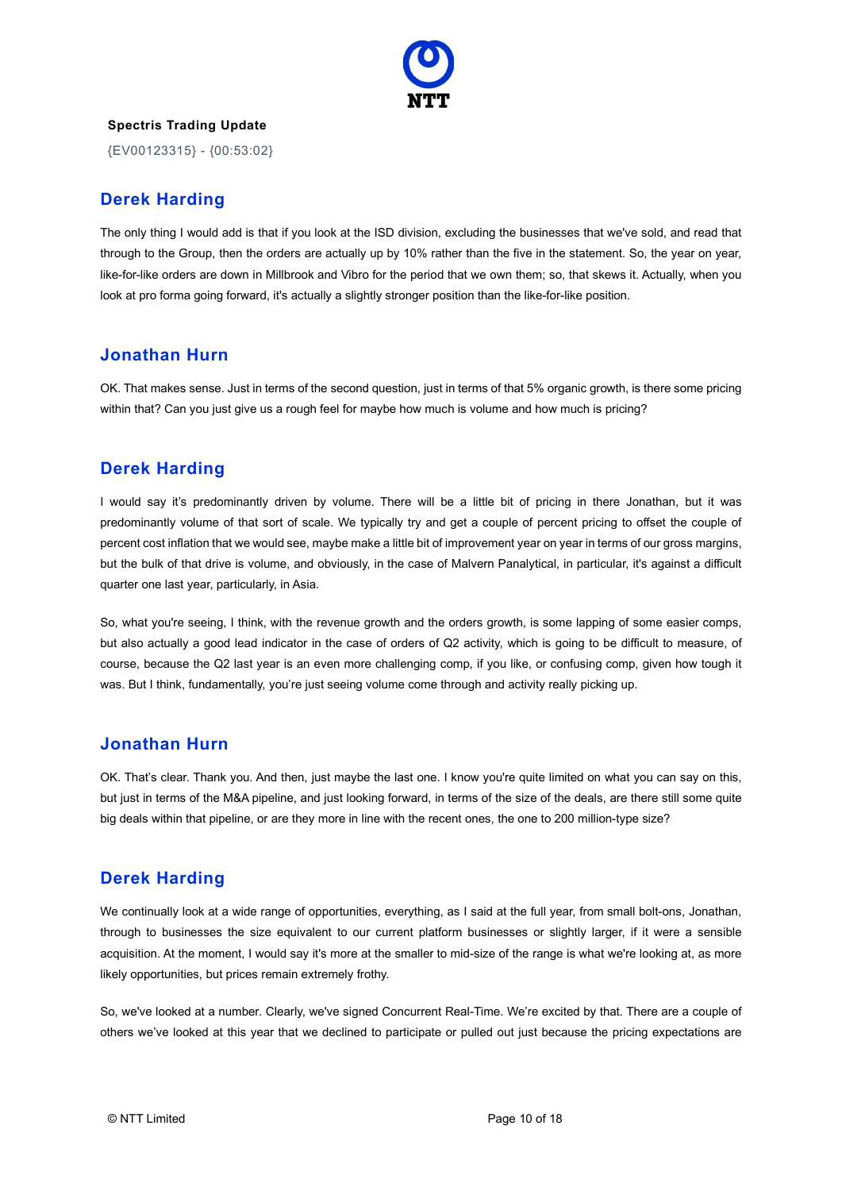Spectris Trading Update

{EV00123315} - {00:53:02}

## Derek Harding

The only thing I would add is that if you look at the ISD division, excluding the businesses that we've sold, and read that through to the Group, then the orders are actually up by 10% rather than the five in the statement. So, the year on year, like-for-like orders are down in Millbrook and Vibro for the period that we own them; so, that skews it. Actually, when you look at pro forma going forward, it's actually a slightly stronger position than the like-for-like position.

## Jonathan Hurn

OK. That makes sense. Just in terms of the second question, just in terms of that 5% organic growth, is there some pricing within that? Can you just give us a rough feel for maybe how much is volume and how much is pricing?

## Derek Harding

I would say it's predominantly driven by volume. There will be a little bit of pricing in there Jonathan, but it was predominantly volume of that sort of scale. We typically try and get a couple of percent pricing to offset the couple of percent cost inflation that we would see, maybe make a little bit of improvement year on year in terms of our gross margins, but the bulk of that drive is volume, and obviously, in the case of Malvern Panalytical, in particular, it's against a difficult quarter one last year, particularly, in Asia.

So, what you're seeing, I think, with the revenue growth and the orders growth, is some lapping of some easier comps, but also actually a good lead indicator in the case of orders of Q2 activity, which is going to be difficult to measure, of course, because the Q2 last year is an even more challenging comp, if you like, or confusing comp, given how tough it was. But I think, fundamentally, you're just seeing volume come through and activity really picking up.

## Jonathan Hurn

OK. That's clear. Thank you. And then, just maybe the last one. I know you're quite limited on what you can say on this, but just in terms of the M&A pipeline, and just looking forward, in terms of the size of the deals, are there still some quite big deals within that pipeline, or are they more in line with the recent ones, the one to 200 million-type size?

## Derek Harding

We continually look at a wide range of opportunities, everything, as I said at the full year, from small bolt-ons, Jonathan, through to businesses the size equivalent to our current platform businesses or slightly larger, if it were a sensible acquisition. At the moment, I would say it's more at the smaller to mid-size of the range is what we're looking at, as more likely opportunities, but prices remain extremely frothy.

So, we've looked at a number. Clearly, we've signed Concurrent Real-Time. We're excited by that. There are a couple of others we've looked at this year that we declined to participate or pulled out just because the pricing expectations are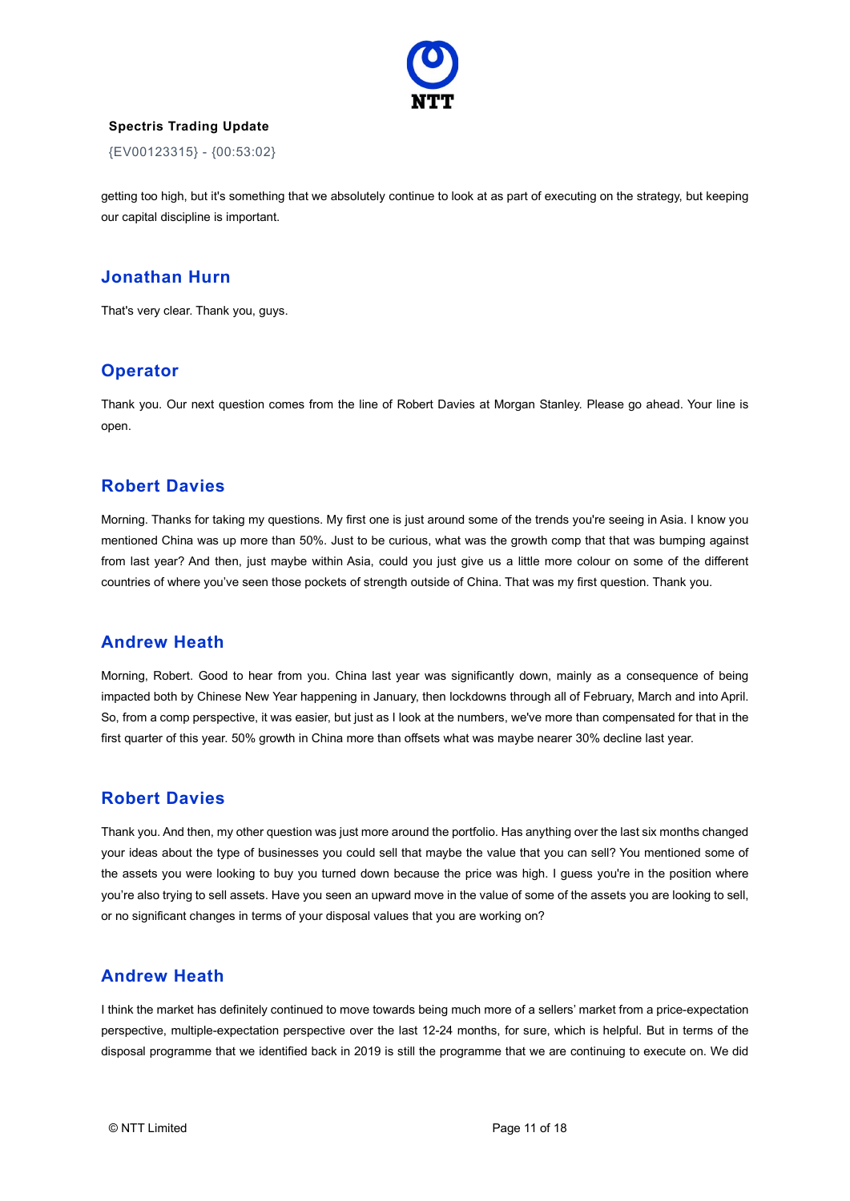getting too high, but it's something that we absolutely continue to look at as part of executing on the strategy, but keeping our capital discipline is important.

## Jonathan Hurn

That's very clear. Thank you, guys.

## Operator

Thank you. Our next question comes from the line of Robert Davies at Morgan Stanley. Please go ahead. Your line is open.

## Robert Davies

Morning. Thanks for taking my questions. My first one is just around some of the trends you're seeing in Asia. I know you mentioned China was up more than 50%. Just to be curious, what was the growth comp that that was bumping against from last year? And then, just maybe within Asia, could you just give us a little more colour on some of the different countries of where you've seen those pockets of strength outside of China. That was my first question. Thank you.

## Andrew Heath

Morning, Robert. Good to hear from you. China last year was significantly down, mainly as a consequence of being impacted both by Chinese New Year happening in January, then lockdowns through all of February, March and into April. So, from a comp perspective, it was easier, but just as I look at the numbers, we've more than compensated for that in the first quarter of this year. 50% growth in China more than offsets what was maybe nearer 30% decline last year.

## Robert Davies

Thank you. And then, my other question was just more around the portfolio. Has anything over the last six months changed your ideas about the type of businesses you could sell that maybe the value that you can sell? You mentioned some of the assets you were looking to buy you turned down because the price was high. I guess you're in the position where you're also trying to sell assets. Have you seen an upward move in the value of some of the assets you are looking to sell, or no significant changes in terms of your disposal values that you are working on?

## Andrew Heath

I think the market has definitely continued to move towards being much more of a sellers' market from a price-expectation perspective, multiple-expectation perspective over the last 12-24 months, for sure, which is helpful. But in terms of the disposal programme that we identified back in 2019 is still the programme that we are continuing to execute on. We did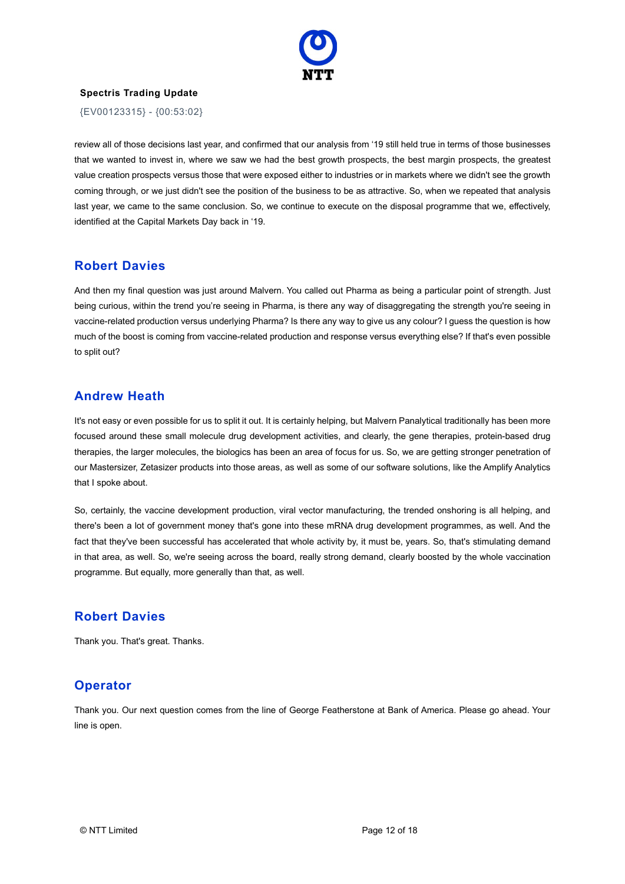review all of those decisions last year, and confirmed that our analysis from '19 still held true in terms of those businesses that we wanted to invest in, where we saw we had the best growth prospects, the best margin prospects, the greatest value creation prospects versus those that were exposed either to industries or in markets where we didn't see the growth coming through, or we just didn't see the position of the business to be as attractive. So, when we repeated that analysis last year, we came to the same conclusion. So, we continue to execute on the disposal programme that we, effectively, identified at the Capital Markets Day back in '19.

## Robert Davies

And then my final question was just around Malvern. You called out Pharma as being a particular point of strength. Just being curious, within the trend you're seeing in Pharma, is there any way of disaggregating the strength you're seeing in vaccine-related production versus underlying Pharma? Is there any way to give us any colour? I guess the question is how much of the boost is coming from vaccine-related production and response versus everything else? If that's even possible to split out?

## Andrew Heath

It's not easy or even possible for us to split it out. It is certainly helping, but Malvern Panalytical traditionally has been more focused around these small molecule drug development activities, and clearly, the gene therapies, protein-based drug therapies, the larger molecules, the biologics has been an area of focus for us. So, we are getting stronger penetration of our Mastersizer, Zetasizer products into those areas, as well as some of our software solutions, like the Amplify Analytics that I spoke about.

So, certainly, the vaccine development production, viral vector manufacturing, the trended onshoring is all helping, and there's been a lot of government money that's gone into these mRNA drug development programmes, as well. And the fact that they've been successful has accelerated that whole activity by, it must be, years. So, that's stimulating demand in that area, as well. So, we're seeing across the board, really strong demand, clearly boosted by the whole vaccination programme. But equally, more generally than that, as well.

## Robert Davies

Thank you. That's great. Thanks.

## Operator

Thank you. Our next question comes from the line of George Featherstone at Bank of America. Please go ahead. Your line is open.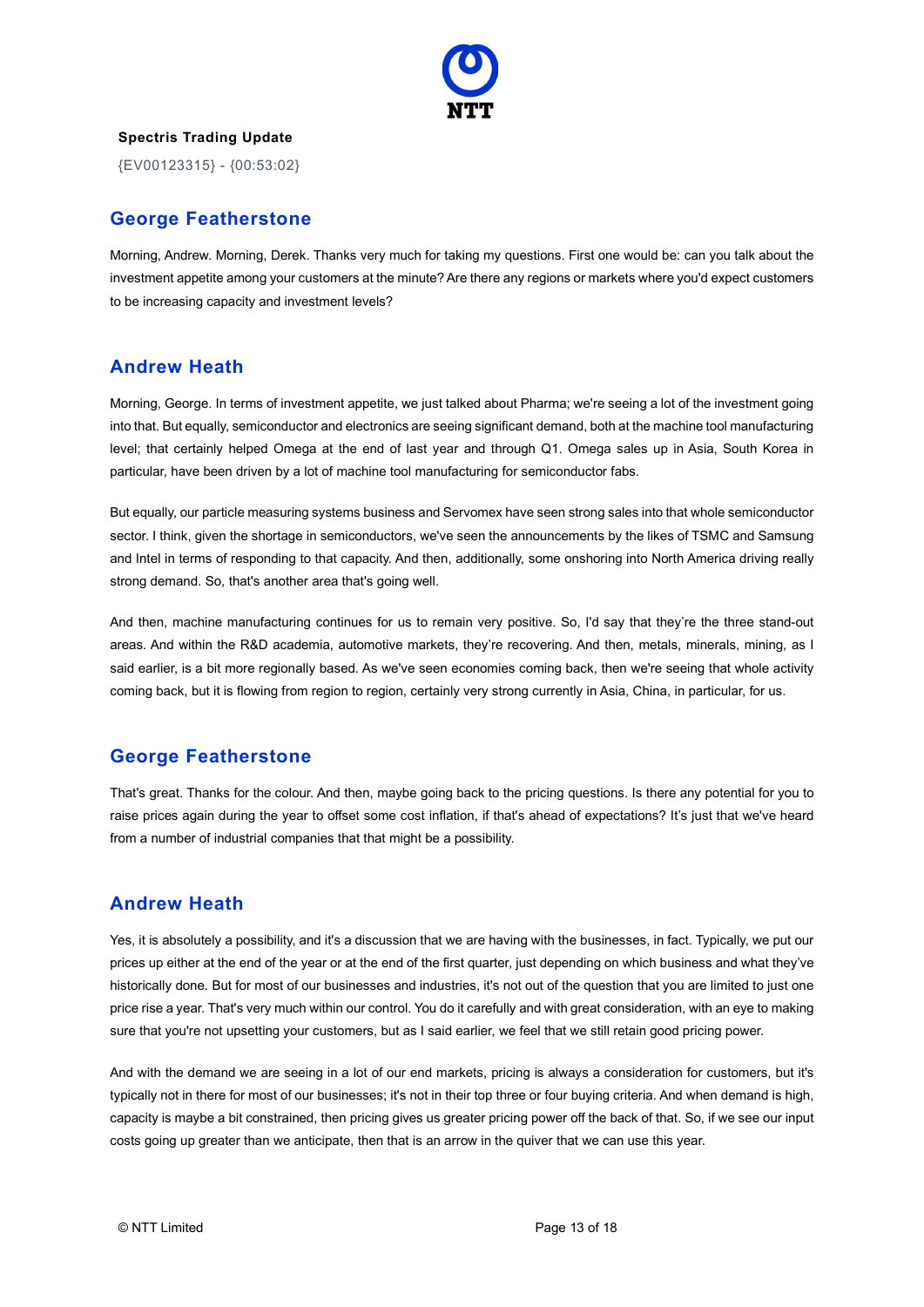## George Featherstone

Morning, Andrew. Morning, Derek. Thanks very much for taking my questions. First one would be: can you talk about the investment appetite among your customers at the minute? Are there any regions or markets where you'd expect customers to be increasing capacity and investment levels?

## Andrew Heath

Morning, George. In terms of investment appetite, we just talked about Pharma; we're seeing a lot of the investment going into that. But equally, semiconductor and electronics are seeing significant demand, both at the machine tool manufacturing level; that certainly helped Omega at the end of last year and through Q1. Omega sales up in Asia, South Korea in particular, have been driven by a lot of machine tool manufacturing for semiconductor fabs.

But equally, our particle measuring systems business and Servomex have seen strong sales into that whole semiconductor sector. I think, given the shortage in semiconductors, we've seen the announcements by the likes of TSMC and Samsung and Intel in terms of responding to that capacity. And then, additionally, some onshoring into North America driving really strong demand. So, that's another area that's going well.

And then, machine manufacturing continues for us to remain very positive. So, I'd say that they're the three stand-out areas. And within the R&D academia, automotive markets, they're recovering. And then, metals, minerals, mining, as I said earlier, is a bit more regionally based. As we've seen economies coming back, then we're seeing that whole activity coming back, but it is flowing from region to region, certainly very strong currently in Asia, China, in particular, for us.

## George Featherstone

That's great. Thanks for the colour. And then, maybe going back to the pricing questions. Is there any potential for you to raise prices again during the year to offset some cost inflation, if that's ahead of expectations? It's just that we've heard from a number of industrial companies that that might be a possibility.

## Andrew Heath

Yes, it is absolutely a possibility, and it's a discussion that we are having with the businesses, in fact. Typically, we put our prices up either at the end of the year or at the end of the first quarter, just depending on which business and what they've historically done. But for most of our businesses and industries, it's not out of the question that you are limited to just one price rise a year. That's very much within our control. You do it carefully and with great consideration, with an eye to making sure that you're not upsetting your customers, but as I said earlier, we feel that we still retain good pricing power.

And with the demand we are seeing in a lot of our end markets, pricing is always a consideration for customers, but it's typically not in there for most of our businesses; it's not in their top three or four buying criteria. And when demand is high, capacity is maybe a bit constrained, then pricing gives us greater pricing power off the back of that. So, if we see our input costs going up greater than we anticipate, then that is an arrow in the quiver that we can use this year.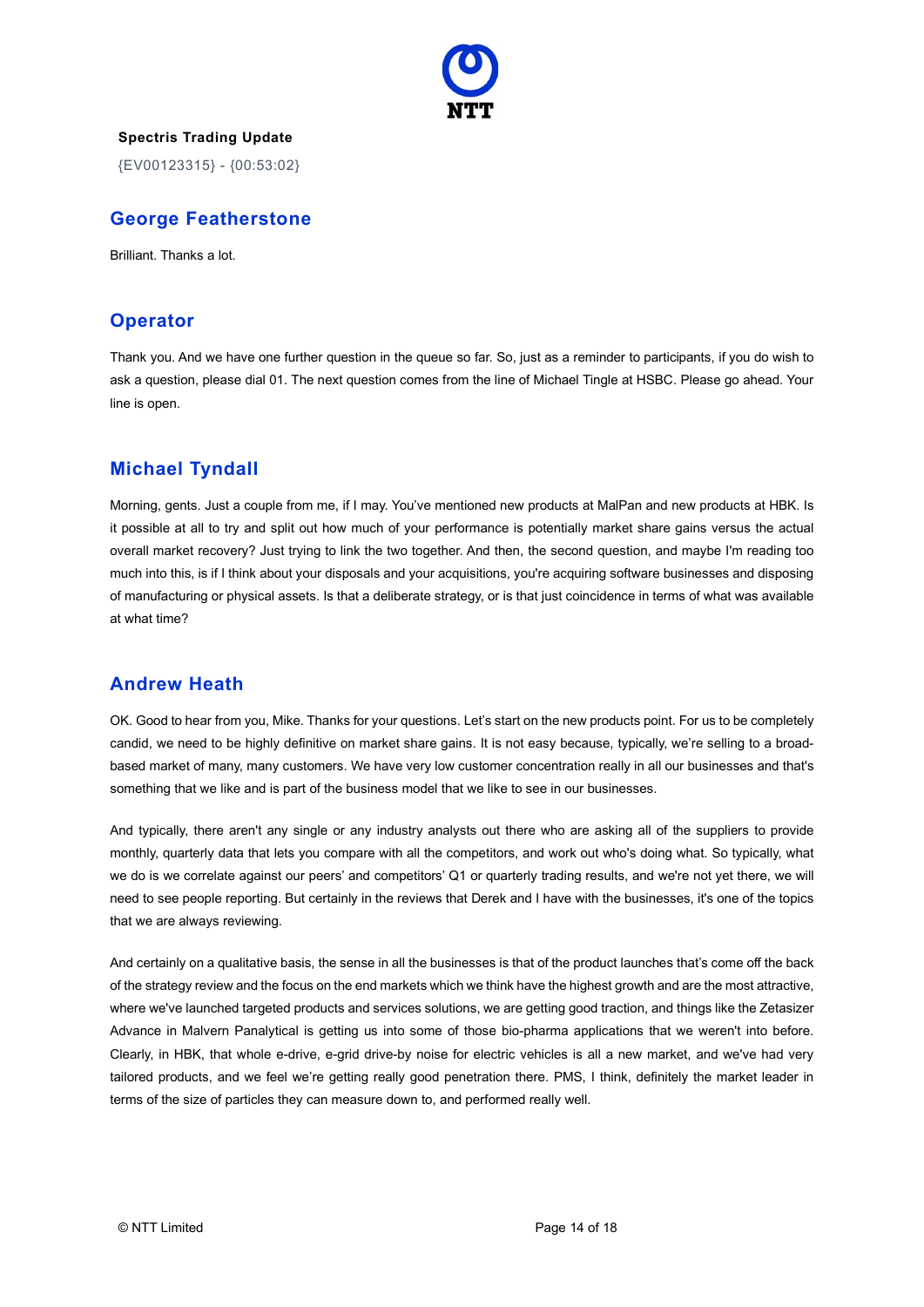## George Featherstone

Brilliant. Thanks a lot.

## Operator

Thank you. And we have one further question in the queue so far. So, just as a reminder to participants, if you do wish to ask a question, please dial 01. The next question comes from the line of Michael Tingle at HSBC. Please go ahead. Your line is open.

## Michael Tyndall

Morning, gents. Just a couple from me, if I may. You've mentioned new products at MalPan and new products at HBK. Is it possible at all to try and split out how much of your performance is potentially market share gains versus the actual overall market recovery? Just trying to link the two together. And then, the second question, and maybe I'm reading too much into this, is if I think about your disposals and your acquisitions, you're acquiring software businesses and disposing of manufacturing or physical assets. Is that a deliberate strategy, or is that just coincidence in terms of what was available at what time?

## Andrew Heath

OK. Good to hear from you, Mike. Thanks for your questions. Let's start on the new products point. For us to be completely candid, we need to be highly definitive on market share gains. It is not easy because, typically, we're selling to a broad-based market of many, many customers. We have very low customer concentration really in all our businesses and that's something that we like and is part of the business model that we like to see in our businesses.

And typically, there aren't any single or any industry analysts out there who are asking all of the suppliers to provide monthly, quarterly data that lets you compare with all the competitors, and work out who's doing what. So typically, what we do is we correlate against our peers' and competitors' Q1 or quarterly trading results, and we're not yet there, we will need to see people reporting. But certainly in the reviews that Derek and I have with the businesses, it's one of the topics that we are always reviewing.

And certainly on a qualitative basis, the sense in all the businesses is that of the product launches that's come off the back of the strategy review and the focus on the end markets which we think have the highest growth and are the most attractive, where we've launched targeted products and services solutions, we are getting good traction, and things like the Zetasizer Advance in Malvern Panalytical is getting us into some of those bio-pharma applications that we weren't into before. Clearly, in HBK, that whole e-drive, e-grid drive-by noise for electric vehicles is all a new market, and we've had very tailored products, and we feel we're getting really good penetration there. PMS, I think, definitely the market leader in terms of the size of particles they can measure down to, and performed really well.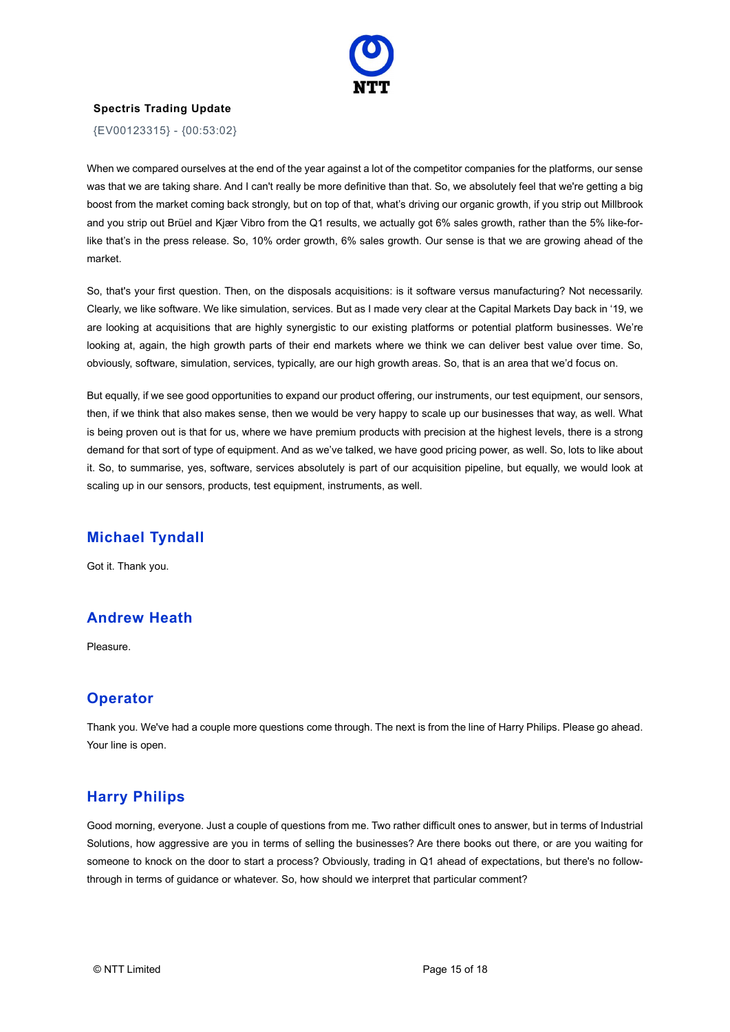When we compared ourselves at the end of the year against a lot of the competitor companies for the platforms, our sense was that we are taking share. And I can't really be more definitive than that. So, we absolutely feel that we're getting a big boost from the market coming back strongly, but on top of that, what's driving our organic growth, if you strip out Millbrook and you strip out Brüel and Kjær Vibro from the Q1 results, we actually got 6% sales growth, rather than the 5% like-for-like that's in the press release. So, 10% order growth, 6% sales growth. Our sense is that we are growing ahead of the market.

So, that's your first question. Then, on the disposals acquisitions: is it software versus manufacturing? Not necessarily. Clearly, we like software. We like simulation, services. But as I made very clear at the Capital Markets Day back in '19, we are looking at acquisitions that are highly synergistic to our existing platforms or potential platform businesses. We're looking at, again, the high growth parts of their end markets where we think we can deliver best value over time. So, obviously, software, simulation, services, typically, are our high growth areas. So, that is an area that we'd focus on.

But equally, if we see good opportunities to expand our product offering, our instruments, our test equipment, our sensors, then, if we think that also makes sense, then we would be very happy to scale up our businesses that way, as well. What is being proven out is that for us, where we have premium products with precision at the highest levels, there is a strong demand for that sort of type of equipment. And as we've talked, we have good pricing power, as well. So, lots to like about it. So, to summarise, yes, software, services absolutely is part of our acquisition pipeline, but equally, we would look at scaling up in our sensors, products, test equipment, instruments, as well.

## Michael Tyndall

Got it. Thank you.

## Andrew Heath

Pleasure.

## Operator

Thank you. We've had a couple more questions come through. The next is from the line of Harry Philips. Please go ahead. Your line is open.

## Harry Philips

Good morning, everyone. Just a couple of questions from me. Two rather difficult ones to answer, but in terms of Industrial Solutions, how aggressive are you in terms of selling the businesses? Are there books out there, or are you waiting for someone to knock on the door to start a process? Obviously, trading in Q1 ahead of expectations, but there's no follow-through in terms of guidance or whatever. So, how should we interpret that particular comment?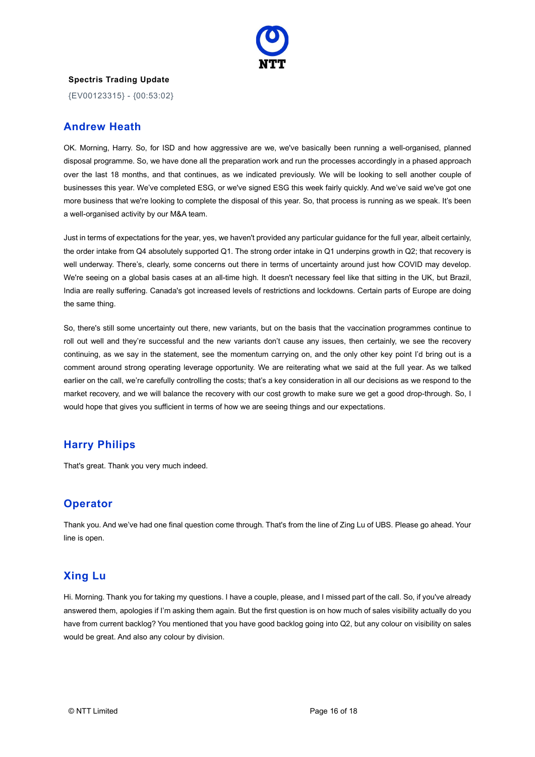## Andrew Heath

OK. Morning, Harry. So, for ISD and how aggressive are we, we've basically been running a well-organised, planned disposal programme. So, we have done all the preparation work and run the processes accordingly in a phased approach over the last 18 months, and that continues, as we indicated previously. We will be looking to sell another couple of businesses this year. We've completed ESG, or we've signed ESG this week fairly quickly. And we've said we've got one more business that we're looking to complete the disposal of this year. So, that process is running as we speak. It's been a well-organised activity by our M&A team.

Just in terms of expectations for the year, yes, we haven't provided any particular guidance for the full year, albeit certainly, the order intake from Q4 absolutely supported Q1. The strong order intake in Q1 underpins growth in Q2; that recovery is well underway. There's, clearly, some concerns out there in terms of uncertainty around just how COVID may develop. We're seeing on a global basis cases at an all-time high. It doesn't necessary feel like that sitting in the UK, but Brazil, India are really suffering. Canada's got increased levels of restrictions and lockdowns. Certain parts of Europe are doing the same thing.

So, there's still some uncertainty out there, new variants, but on the basis that the vaccination programmes continue to roll out well and they're successful and the new variants don't cause any issues, then certainly, we see the recovery continuing, as we say in the statement, see the momentum carrying on, and the only other key point I'd bring out is a comment around strong operating leverage opportunity. We are reiterating what we said at the full year. As we talked earlier on the call, we're carefully controlling the costs; that's a key consideration in all our decisions as we respond to the market recovery, and we will balance the recovery with our cost growth to make sure we get a good drop-through. So, I would hope that gives you sufficient in terms of how we are seeing things and our expectations.

## Harry Philips

That's great. Thank you very much indeed.

## Operator

Thank you. And we've had one final question come through. That's from the line of Zing Lu of UBS. Please go ahead. Your line is open.

## Xing Lu

Hi. Morning. Thank you for taking my questions. I have a couple, please, and I missed part of the call. So, if you've already answered them, apologies if I'm asking them again. But the first question is on how much of sales visibility actually do you have from current backlog? You mentioned that you have good backlog going into Q2, but any colour on visibility on sales would be great. And also any colour by division.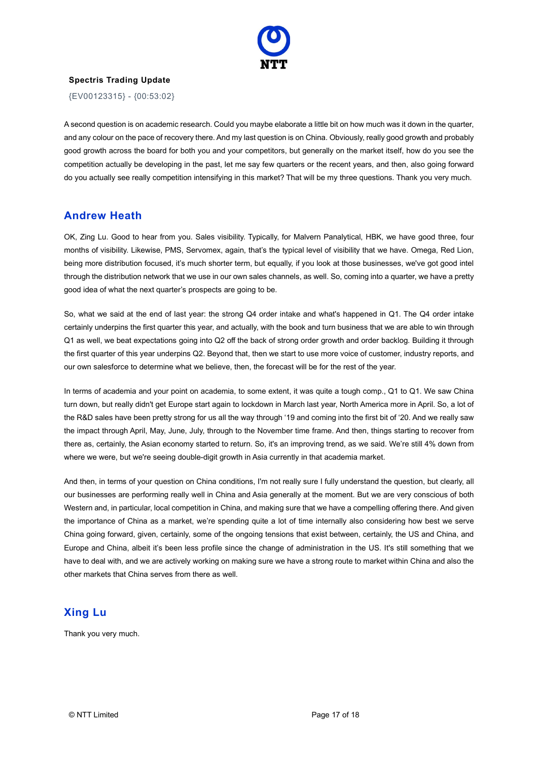A second question is on academic research. Could you maybe elaborate a little bit on how much was it down in the quarter, and any colour on the pace of recovery there. And my last question is on China. Obviously, really good growth and probably good growth across the board for both you and your competitors, but generally on the market itself, how do you see the competition actually be developing in the past, let me say few quarters or the recent years, and then, also going forward do you actually see really competition intensifying in this market? That will be my three questions. Thank you very much.

## Andrew Heath

OK, Zing Lu. Good to hear from you. Sales visibility. Typically, for Malvern Panalytical, HBK, we have good three, four months of visibility. Likewise, PMS, Servomex, again, that's the typical level of visibility that we have. Omega, Red Lion, being more distribution focused, it's much shorter term, but equally, if you look at those businesses, we've got good intel through the distribution network that we use in our own sales channels, as well. So, coming into a quarter, we have a pretty good idea of what the next quarter's prospects are going to be.

So, what we said at the end of last year: the strong Q4 order intake and what's happened in Q1. The Q4 order intake certainly underpins the first quarter this year, and actually, with the book and turn business that we are able to win through Q1 as well, we beat expectations going into Q2 off the back of strong order growth and order backlog. Building it through the first quarter of this year underpins Q2. Beyond that, then we start to use more voice of customer, industry reports, and our own salesforce to determine what we believe, then, the forecast will be for the rest of the year.

In terms of academia and your point on academia, to some extent, it was quite a tough comp., Q1 to Q1. We saw China turn down, but really didn't get Europe start again to lockdown in March last year, North America more in April. So, a lot of the R&D sales have been pretty strong for us all the way through '19 and coming into the first bit of '20. And we really saw the impact through April, May, June, July, through to the November time frame. And then, things starting to recover from there as, certainly, the Asian economy started to return. So, it's an improving trend, as we said. We're still 4% down from where we were, but we're seeing double-digit growth in Asia currently in that academia market.

And then, in terms of your question on China conditions, I'm not really sure I fully understand the question, but clearly, all our businesses are performing really well in China and Asia generally at the moment. But we are very conscious of both Western and, in particular, local competition in China, and making sure that we have a compelling offering there. And given the importance of China as a market, we're spending quite a lot of time internally also considering how best we serve China going forward, given, certainly, some of the ongoing tensions that exist between, certainly, the US and China, and Europe and China, albeit it's been less profile since the change of administration in the US. It's still something that we have to deal with, and we are actively working on making sure we have a strong route to market within China and also the other markets that China serves from there as well.

## Xing Lu

Thank you very much.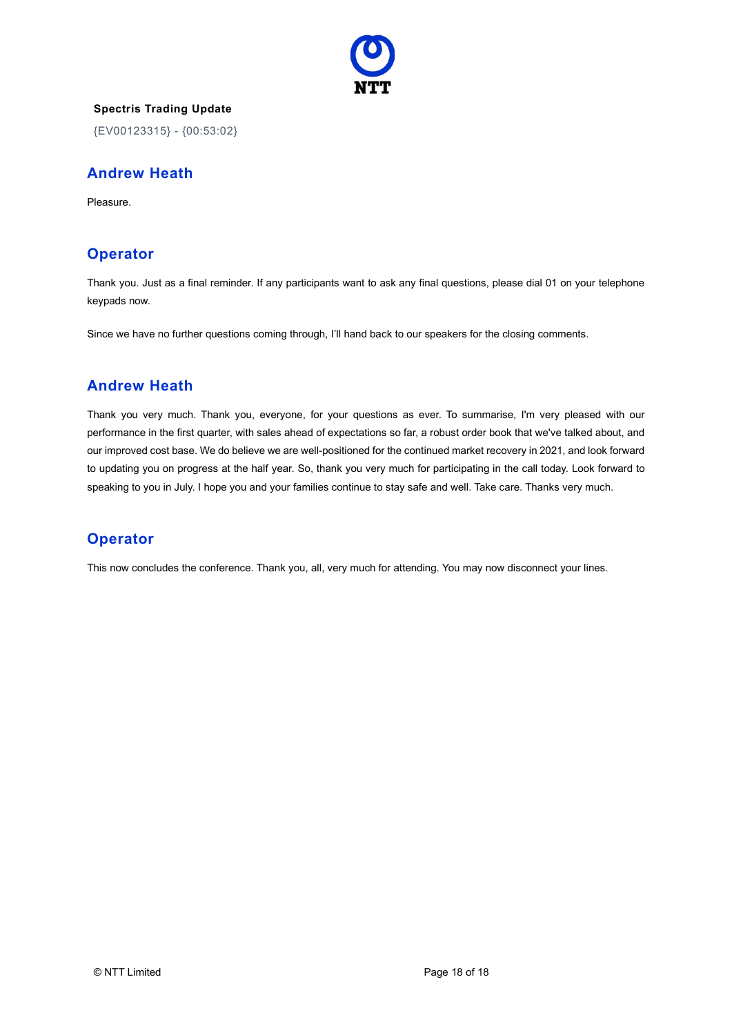## Andrew Heath

Pleasure.

## Operator

Thank you. Just as a final reminder. If any participants want to ask any final questions, please dial 01 on your telephone keypads now.

Since we have no further questions coming through, I'll hand back to our speakers for the closing comments.

## Andrew Heath

Thank you very much. Thank you, everyone, for your questions as ever. To summarise, I'm very pleased with our performance in the first quarter, with sales ahead of expectations so far, a robust order book that we've talked about, and our improved cost base. We do believe we are well-positioned for the continued market recovery in 2021, and look forward to updating you on progress at the half year. So, thank you very much for participating in the call today. Look forward to speaking to you in July. I hope you and your families continue to stay safe and well. Take care. Thanks very much.

## Operator

This now concludes the conference. Thank you, all, very much for attending. You may now disconnect your lines.